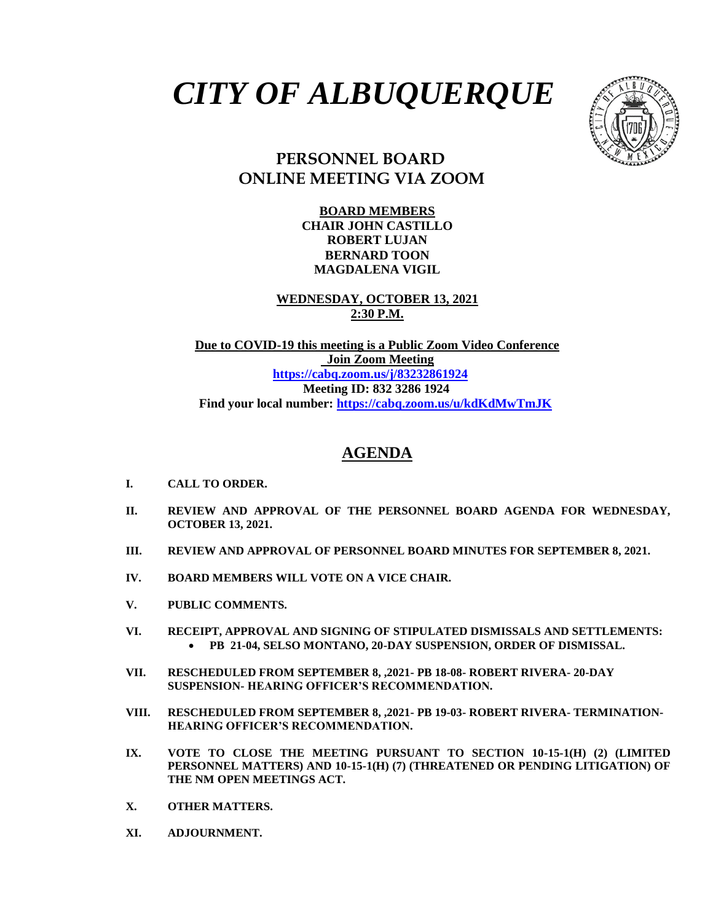# *CITY OF ALBUQUERQUE*

## PERSONNEL BOARD
## ONLINE MEETING VIA ZOOM

**BOARD MEMBERS**
**CHAIR JOHN CASTILLO**
**ROBERT LUJAN**
**BERNARD TOON**
**MAGDALENA VIGIL**

**WEDNESDAY, OCTOBER 13, 2021**
**2:30 P.M.**

**Due to COVID-19 this meeting is a Public Zoom Video Conference**
**Join Zoom Meeting**
**https://cabq.zoom.us/j/83232861924**
**Meeting ID: 832 3286 1924**
**Find your local number: https://cabq.zoom.us/u/kdKdMwTmJK**

## AGENDA

**I. CALL TO ORDER.**

**II. REVIEW AND APPROVAL OF THE PERSONNEL BOARD AGENDA FOR WEDNESDAY, OCTOBER 13, 2021.**

**III. REVIEW AND APPROVAL OF PERSONNEL BOARD MINUTES FOR SEPTEMBER 8, 2021.**

**IV. BOARD MEMBERS WILL VOTE ON A VICE CHAIR.**

**V. PUBLIC COMMENTS.**

**VI. RECEIPT, APPROVAL AND SIGNING OF STIPULATED DISMISSALS AND SETTLEMENTS:**
- **PB 21-04, SELSO MONTANO, 20-DAY SUSPENSION, ORDER OF DISMISSAL.**

**VII. RESCHEDULED FROM SEPTEMBER 8, ,2021- PB 18-08- ROBERT RIVERA- 20-DAY SUSPENSION- HEARING OFFICER'S RECOMMENDATION.**

**VIII. RESCHEDULED FROM SEPTEMBER 8, ,2021- PB 19-03- ROBERT RIVERA- TERMINATION- HEARING OFFICER'S RECOMMENDATION.**

**IX. VOTE TO CLOSE THE MEETING PURSUANT TO SECTION 10-15-1(H) (2) (LIMITED PERSONNEL MATTERS) AND 10-15-1(H) (7) (THREATENED OR PENDING LITIGATION) OF THE NM OPEN MEETINGS ACT.**

**X. OTHER MATTERS.**

**XI. ADJOURNMENT.**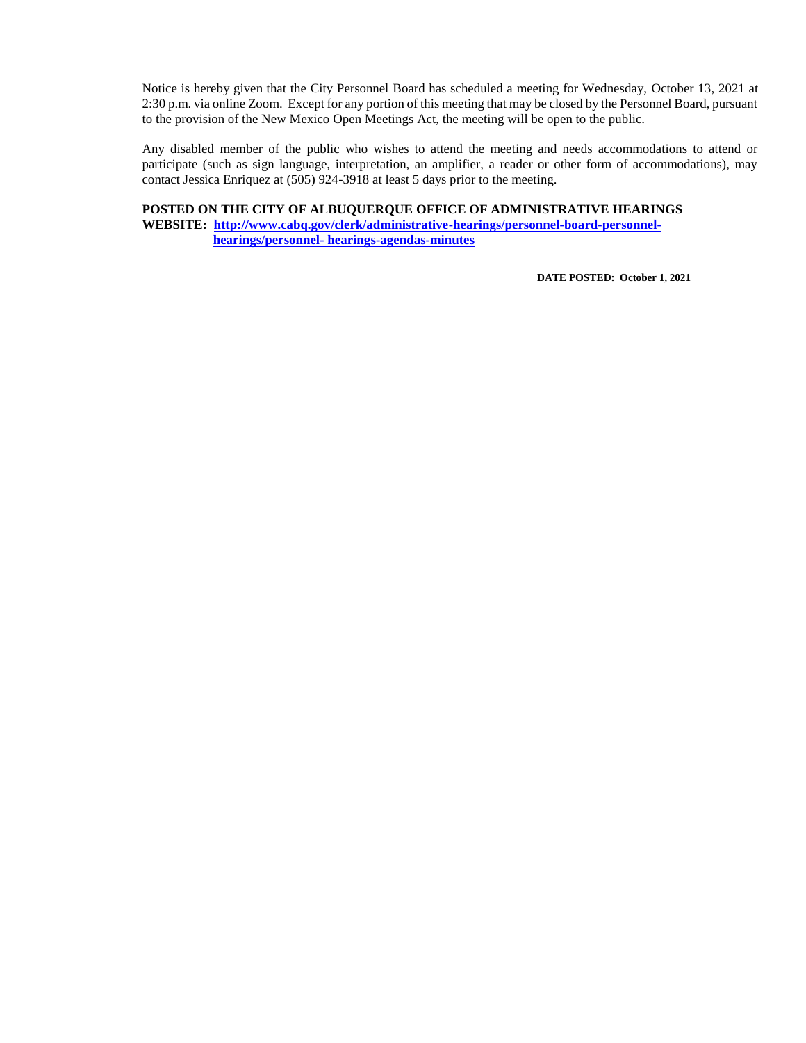Notice is hereby given that the City Personnel Board has scheduled a meeting for Wednesday, October 13, 2021 at 2:30 p.m. via online Zoom. Except for any portion of this meeting that may be closed by the Personnel Board, pursuant to the provision of the New Mexico Open Meetings Act, the meeting will be open to the public.

Any disabled member of the public who wishes to attend the meeting and needs accommodations to attend or participate (such as sign language, interpretation, an amplifier, a reader or other form of accommodations), may contact Jessica Enriquez at (505) 924-3918 at least 5 days prior to the meeting.

**POSTED ON THE CITY OF ALBUQUERQUE OFFICE OF ADMINISTRATIVE HEARINGS WEBSITE: [http://www.cabq.gov/clerk/administrative-hearings/personnel-board-personnel-hearings/personnel- hearings-agendas-minutes](http://www.cabq.gov/clerk/administrative-hearings/personnel-board-personnel-hearings/personnel-hearings-agendas-minutes)**

**DATE POSTED: October 1, 2021**